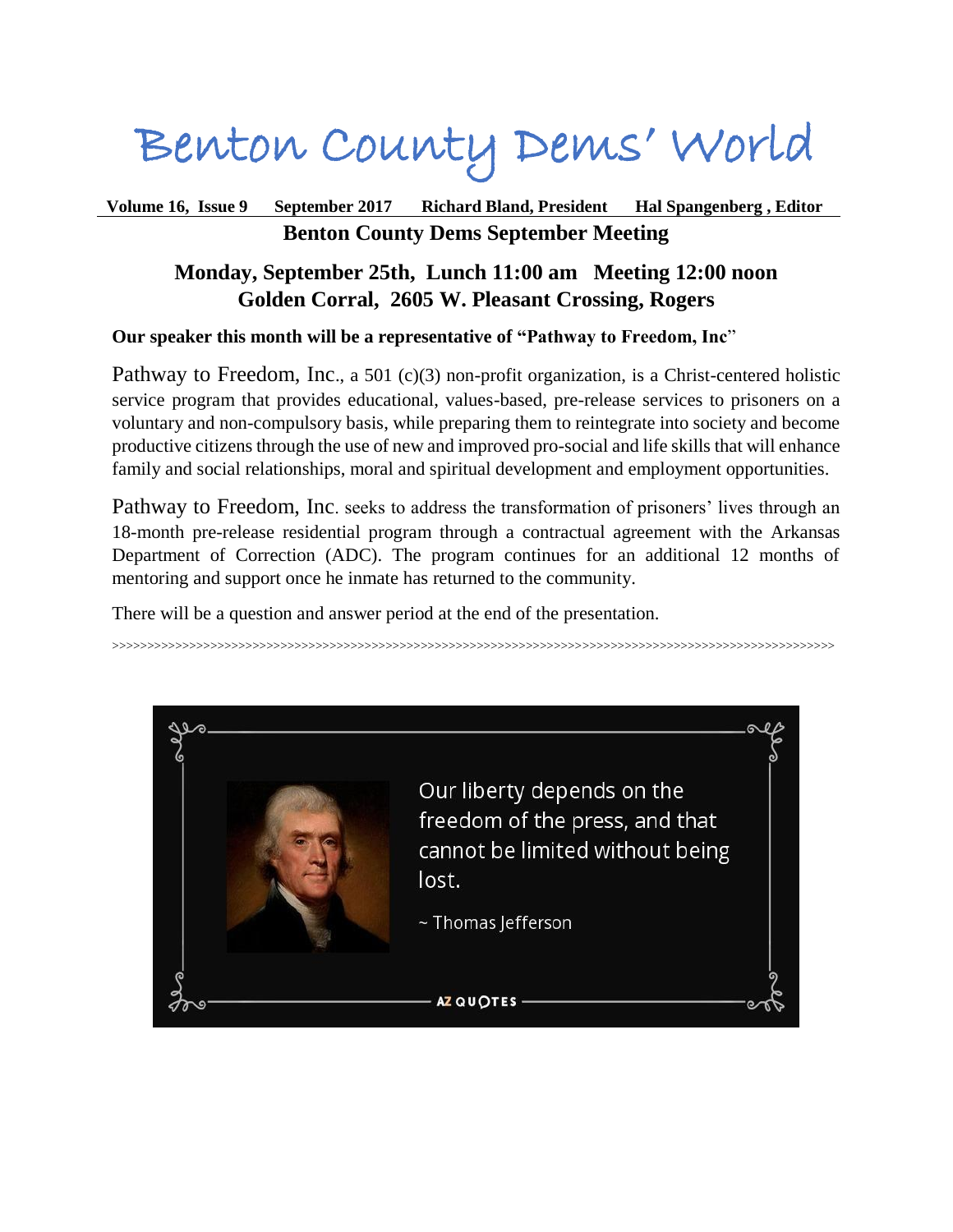# Benton County Dems' World

**Volume 16, Issue 9 September 2017 Richard Bland, President Hal Spangenberg , Editor**

## Benton County Dems September Meeting

### Monday, September 25th, Lunch 11:00 am Meeting 12:00 noon
### Golden Corral, 2605 W. Pleasant Crossing, Rogers

**Our speaker this month will be a representative of "Pathway to Freedom, Inc"**

Pathway to Freedom, Inc., a 501 (c)(3) non-profit organization, is a Christ-centered holistic service program that provides educational, values-based, pre-release services to prisoners on a voluntary and non-compulsory basis, while preparing them to reintegrate into society and become productive citizens through the use of new and improved pro-social and life skills that will enhance family and social relationships, moral and spiritual development and employment opportunities.

Pathway to Freedom, Inc. seeks to address the transformation of prisoners' lives through an 18-month pre-release residential program through a contractual agreement with the Arkansas Department of Correction (ADC). The program continues for an additional 12 months of mentoring and support once he inmate has returned to the community.

There will be a question and answer period at the end of the presentation.

>>>>>>>>>>>>>>>>>>>>>>>>>>>>>>>>>>>>>>>>>>>>>>>>>>>>>>>>>>>>>>>>>>>>>>>>>>>>>>>>>>>>>>>>>>>>>>>>>>>>>>>>>>>>>>>>>

Our liberty depends on the freedom of the press, and that cannot be limited without being lost.

~ Thomas Jefferson

AZ QUOTES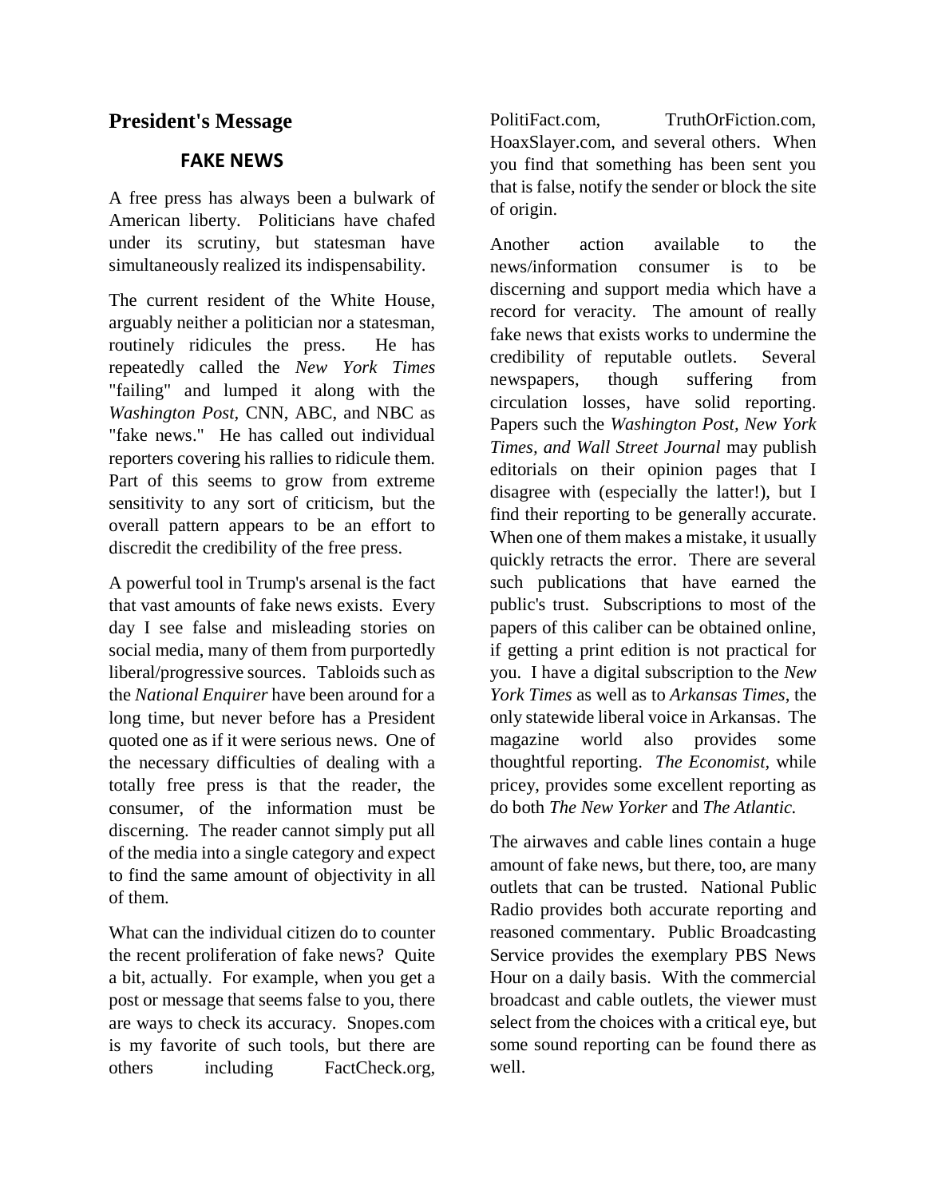## President's Message

### FAKE NEWS

A free press has always been a bulwark of American liberty. Politicians have chafed under its scrutiny, but statesman have simultaneously realized its indispensability.

The current resident of the White House, arguably neither a politician nor a statesman, routinely ridicules the press. He has repeatedly called the *New York Times* "failing" and lumped it along with the *Washington Post*, CNN, ABC, and NBC as "fake news." He has called out individual reporters covering his rallies to ridicule them. Part of this seems to grow from extreme sensitivity to any sort of criticism, but the overall pattern appears to be an effort to discredit the credibility of the free press.

A powerful tool in Trump's arsenal is the fact that vast amounts of fake news exists. Every day I see false and misleading stories on social media, many of them from purportedly liberal/progressive sources. Tabloids such as the *National Enquirer* have been around for a long time, but never before has a President quoted one as if it were serious news. One of the necessary difficulties of dealing with a totally free press is that the reader, the consumer, of the information must be discerning. The reader cannot simply put all of the media into a single category and expect to find the same amount of objectivity in all of them.

What can the individual citizen do to counter the recent proliferation of fake news? Quite a bit, actually. For example, when you get a post or message that seems false to you, there are ways to check its accuracy. Snopes.com is my favorite of such tools, but there are others including FactCheck.org, PolitiFact.com, TruthOrFiction.com, HoaxSlayer.com, and several others. When you find that something has been sent you that is false, notify the sender or block the site of origin.

Another action available to the news/information consumer is to be discerning and support media which have a record for veracity. The amount of really fake news that exists works to undermine the credibility of reputable outlets. Several newspapers, though suffering from circulation losses, have solid reporting. Papers such the *Washington Post, New York Times, and Wall Street Journal* may publish editorials on their opinion pages that I disagree with (especially the latter!), but I find their reporting to be generally accurate. When one of them makes a mistake, it usually quickly retracts the error. There are several such publications that have earned the public's trust. Subscriptions to most of the papers of this caliber can be obtained online, if getting a print edition is not practical for you. I have a digital subscription to the *New York Times* as well as to *Arkansas Times*, the only statewide liberal voice in Arkansas. The magazine world also provides some thoughtful reporting. *The Economist,* while pricey, provides some excellent reporting as do both *The New Yorker* and *The Atlantic.*

The airwaves and cable lines contain a huge amount of fake news, but there, too, are many outlets that can be trusted. National Public Radio provides both accurate reporting and reasoned commentary. Public Broadcasting Service provides the exemplary PBS News Hour on a daily basis. With the commercial broadcast and cable outlets, the viewer must select from the choices with a critical eye, but some sound reporting can be found there as well.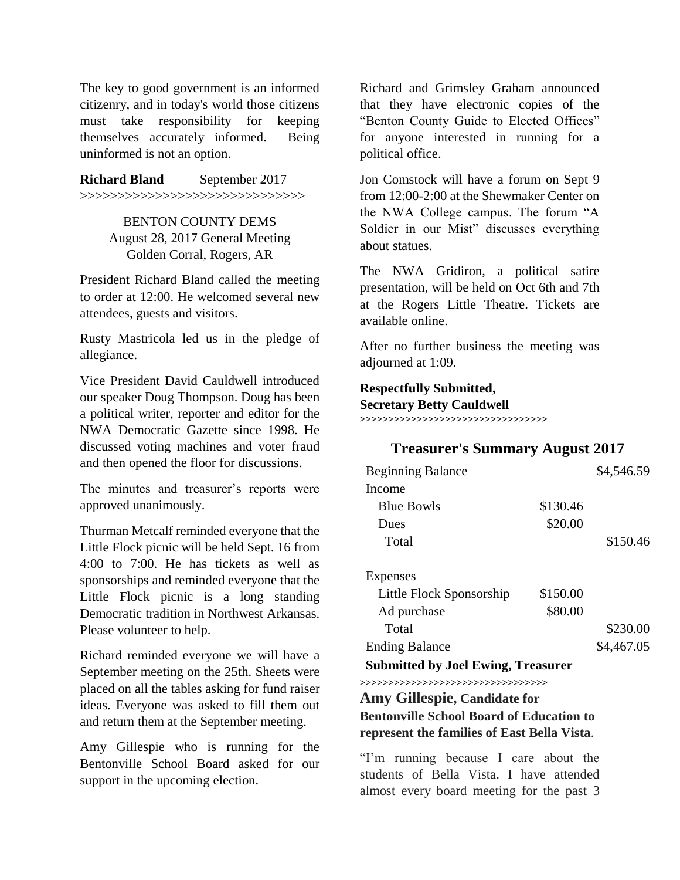The key to good government is an informed citizenry, and in today's world those citizens must take responsibility for keeping themselves accurately informed. Being uninformed is not an option.

**Richard Bland** September 2017

>>>>>>>>>>>>>>>>>>>>>>>>>>>>>>>>

BENTON COUNTY DEMS
August 28, 2017 General Meeting
Golden Corral, Rogers, AR

President Richard Bland called the meeting to order at 12:00. He welcomed several new attendees, guests and visitors.

Rusty Mastricola led us in the pledge of allegiance.

Vice President David Cauldwell introduced our speaker Doug Thompson. Doug has been a political writer, reporter and editor for the NWA Democratic Gazette since 1998. He discussed voting machines and voter fraud and then opened the floor for discussions.

The minutes and treasurer's reports were approved unanimously.

Thurman Metcalf reminded everyone that the Little Flock picnic will be held Sept. 16 from 4:00 to 7:00. He has tickets as well as sponsorships and reminded everyone that the Little Flock picnic is a long standing Democratic tradition in Northwest Arkansas. Please volunteer to help.

Richard reminded everyone we will have a September meeting on the 25th. Sheets were placed on all the tables asking for fund raiser ideas. Everyone was asked to fill them out and return them at the September meeting.

Amy Gillespie who is running for the Bentonville School Board asked for our support in the upcoming election.

Richard and Grimsley Graham announced that they have electronic copies of the "Benton County Guide to Elected Offices" for anyone interested in running for a political office.

Jon Comstock will have a forum on Sept 9 from 12:00-2:00 at the Shewmaker Center on the NWA College campus. The forum "A Soldier in our Mist" discusses everything about statues.

The NWA Gridiron, a political satire presentation, will be held on Oct 6th and 7th at the Rogers Little Theatre. Tickets are available online.

After no further business the meeting was adjourned at 1:09.

**Respectfully Submitted,**
**Secretary Betty Cauldwell**

>>>>>>>>>>>>>>>>>>>>>>>>>>>>>>>>

## Treasurer's Summary August 2017

| | | |
|---|---|---|
| Beginning Balance | | $4,546.59 |
| Income | | |
| Blue Bowls | $130.46 | |
| Dues | $20.00 | |
| Total | | $150.46 |
| | | |
| Expenses | | |
| Little Flock Sponsorship | $150.00 | |
| Ad purchase | $80.00 | |
| Total | | $230.00 |
| Ending Balance | | $4,467.05 |

**Submitted by Joel Ewing, Treasurer**

>>>>>>>>>>>>>>>>>>>>>>>>>>>>>>>>

**Amy Gillespie, Candidate for Bentonville School Board of Education to represent the families of East Bella Vista**.

"I'm running because I care about the students of Bella Vista. I have attended almost every board meeting for the past 3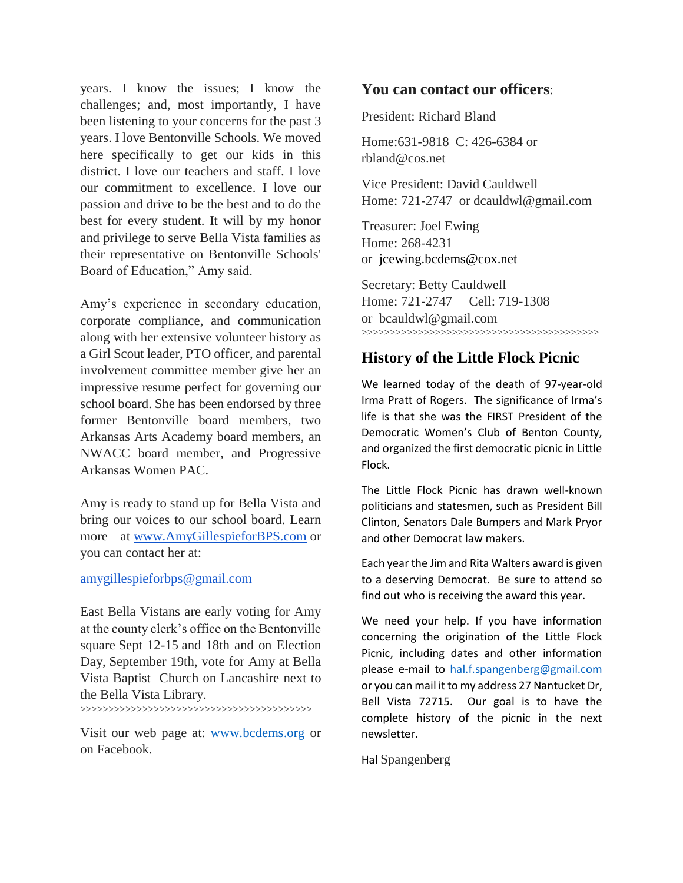years. I know the issues; I know the challenges; and, most importantly, I have been listening to your concerns for the past 3 years. I love Bentonville Schools. We moved here specifically to get our kids in this district. I love our teachers and staff. I love our commitment to excellence. I love our passion and drive to be the best and to do the best for every student. It will by my honor and privilege to serve Bella Vista families as their representative on Bentonville Schools' Board of Education," Amy said.

Amy's experience in secondary education, corporate compliance, and communication along with her extensive volunteer history as a Girl Scout leader, PTO officer, and parental involvement committee member give her an impressive resume perfect for governing our school board. She has been endorsed by three former Bentonville board members, two Arkansas Arts Academy board members, an NWACC board member, and Progressive Arkansas Women PAC.

Amy is ready to stand up for Bella Vista and bring our voices to our school board. Learn more at www.AmyGillespieforBPS.com or you can contact her at:

amygillespieforbps@gmail.com

East Bella Vistans are early voting for Amy at the county clerk's office on the Bentonville square Sept 12-15 and 18th and on Election Day, September 19th, vote for Amy at Bella Vista Baptist Church on Lancashire next to the Bella Vista Library.

>>>>>>>>>>>>>>>>>>>>>>>>>>>>>>>>>>>>>>>>>>

Visit our web page at: www.bcdems.org or on Facebook.

## You can contact our officers:

President: Richard Bland

Home:631-9818 C: 426-6384 or rbland@cos.net

Vice President: David Cauldwell
Home: 721-2747 or dcauldwl@gmail.com

Treasurer: Joel Ewing
Home: 268-4231
or jcewing.bcdems@cox.net

Secretary: Betty Cauldwell
Home: 721-2747 Cell: 719-1308
or bcauldwl@gmail.com

>>>>>>>>>>>>>>>>>>>>>>>>>>>>>>>>>>>>>>>>>>

## History of the Little Flock Picnic

We learned today of the death of 97-year-old Irma Pratt of Rogers. The significance of Irma's life is that she was the FIRST President of the Democratic Women's Club of Benton County, and organized the first democratic picnic in Little Flock.

The Little Flock Picnic has drawn well-known politicians and statesmen, such as President Bill Clinton, Senators Dale Bumpers and Mark Pryor and other Democrat law makers.

Each year the Jim and Rita Walters award is given to a deserving Democrat. Be sure to attend so find out who is receiving the award this year.

We need your help. If you have information concerning the origination of the Little Flock Picnic, including dates and other information please e-mail to hal.f.spangenberg@gmail.com or you can mail it to my address 27 Nantucket Dr, Bell Vista 72715. Our goal is to have the complete history of the picnic in the next newsletter.

Hal Spangenberg